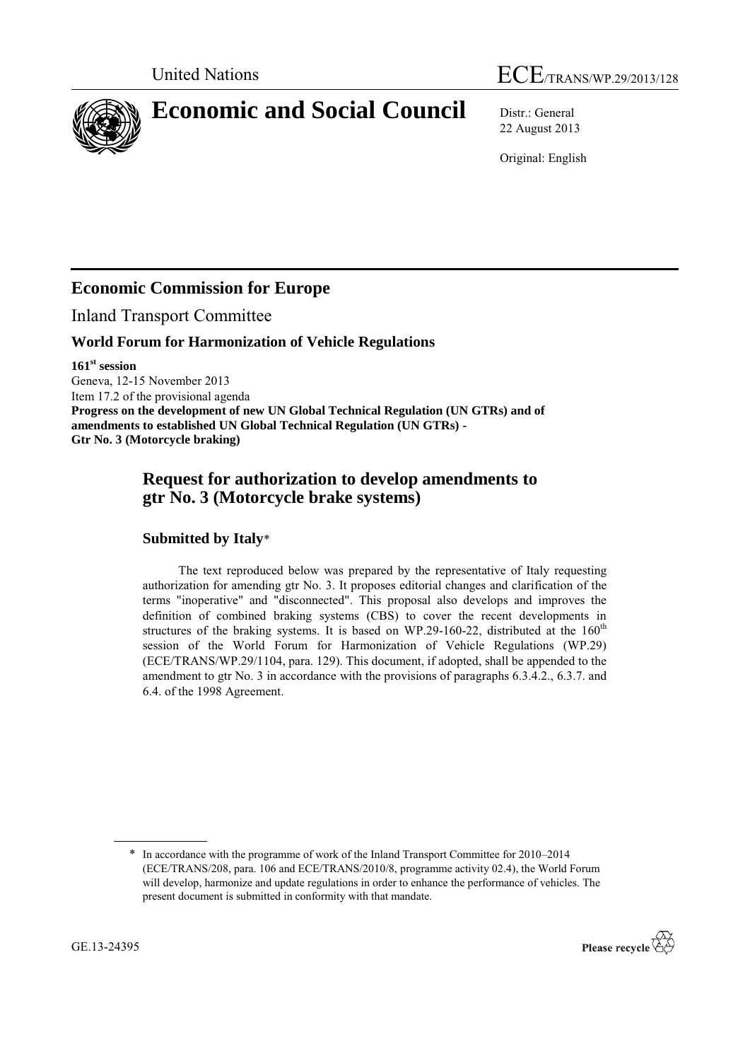United Nations ECE/TRANS/WP.29/2013/128

# Economic and Social Council

Distr.: General
22 August 2013

Original: English

## Economic Commission for Europe

Inland Transport Committee

### World Forum for Harmonization of Vehicle Regulations

**161st session**
Geneva, 12-15 November 2013
Item 17.2 of the provisional agenda
**Progress on the development of new UN Global Technical Regulation (UN GTRs) and of amendments to established UN Global Technical Regulation (UN GTRs) - Gtr No. 3 (Motorcycle braking)**

## Request for authorization to develop amendments to gtr No. 3 (Motorcycle brake systems)

### Submitted by Italy*

The text reproduced below was prepared by the representative of Italy requesting authorization for amending gtr No. 3. It proposes editorial changes and clarification of the terms "inoperative" and "disconnected". This proposal also develops and improves the definition of combined braking systems (CBS) to cover the recent developments in structures of the braking systems. It is based on WP.29-160-22, distributed at the 160th session of the World Forum for Harmonization of Vehicle Regulations (WP.29) (ECE/TRANS/WP.29/1104, para. 129). This document, if adopted, shall be appended to the amendment to gtr No. 3 in accordance with the provisions of paragraphs 6.3.4.2., 6.3.7. and 6.4. of the 1998 Agreement.

* In accordance with the programme of work of the Inland Transport Committee for 2010–2014 (ECE/TRANS/208, para. 106 and ECE/TRANS/2010/8, programme activity 02.4), the World Forum will develop, harmonize and update regulations in order to enhance the performance of vehicles. The present document is submitted in conformity with that mandate.

GE.13-24395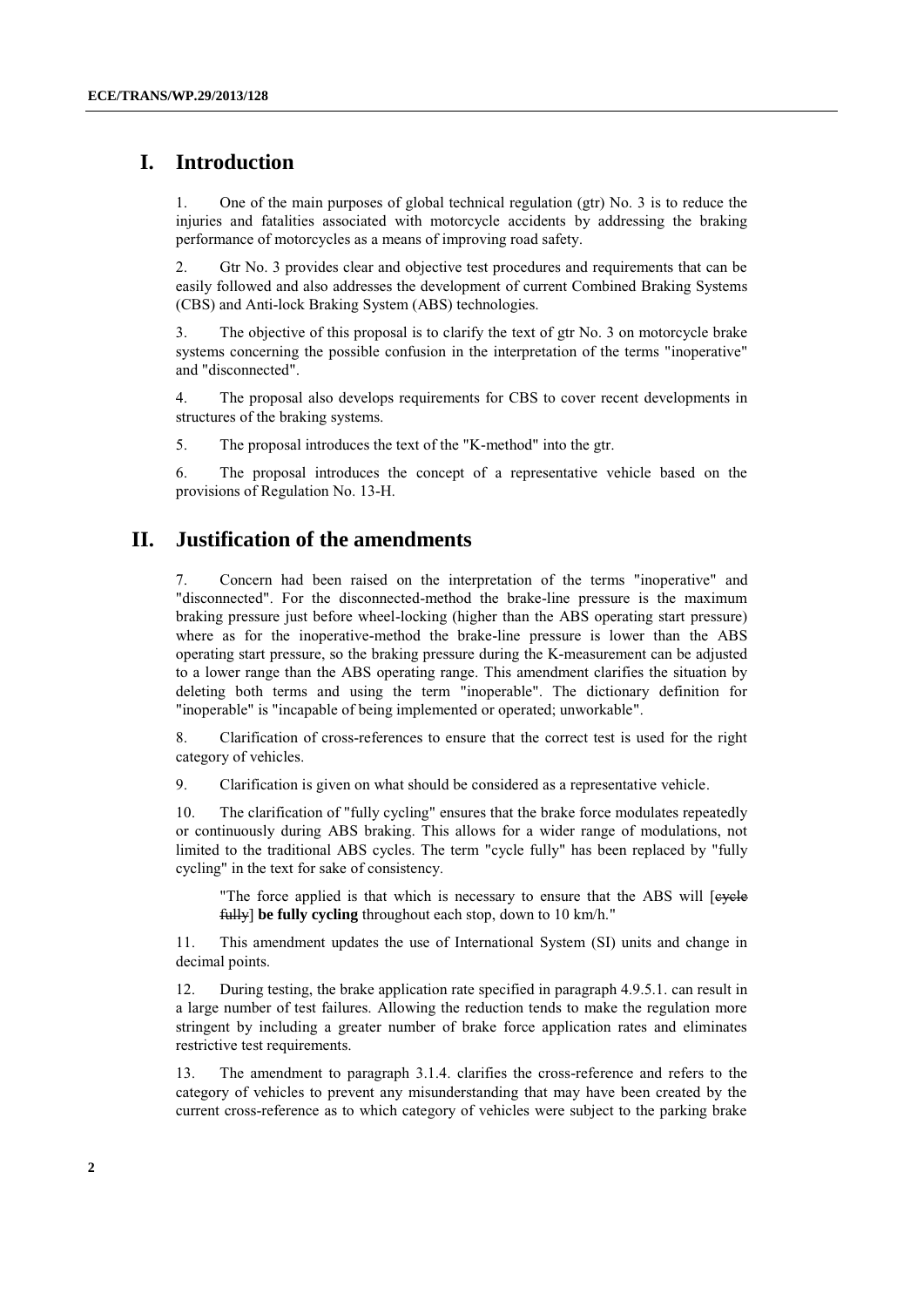# I. Introduction

1. One of the main purposes of global technical regulation (gtr) No. 3 is to reduce the injuries and fatalities associated with motorcycle accidents by addressing the braking performance of motorcycles as a means of improving road safety.

2. Gtr No. 3 provides clear and objective test procedures and requirements that can be easily followed and also addresses the development of current Combined Braking Systems (CBS) and Anti-lock Braking System (ABS) technologies.

3. The objective of this proposal is to clarify the text of gtr No. 3 on motorcycle brake systems concerning the possible confusion in the interpretation of the terms "inoperative" and "disconnected".

4. The proposal also develops requirements for CBS to cover recent developments in structures of the braking systems.

5. The proposal introduces the text of the "K-method" into the gtr.

6. The proposal introduces the concept of a representative vehicle based on the provisions of Regulation No. 13-H.

# II. Justification of the amendments

7. Concern had been raised on the interpretation of the terms "inoperative" and "disconnected". For the disconnected-method the brake-line pressure is the maximum braking pressure just before wheel-locking (higher than the ABS operating start pressure) where as for the inoperative-method the brake-line pressure is lower than the ABS operating start pressure, so the braking pressure during the K-measurement can be adjusted to a lower range than the ABS operating range. This amendment clarifies the situation by deleting both terms and using the term "inoperable". The dictionary definition for "inoperable" is "incapable of being implemented or operated; unworkable".

8. Clarification of cross-references to ensure that the correct test is used for the right category of vehicles.

9. Clarification is given on what should be considered as a representative vehicle.

10. The clarification of "fully cycling" ensures that the brake force modulates repeatedly or continuously during ABS braking. This allows for a wider range of modulations, not limited to the traditional ABS cycles. The term "cycle fully" has been replaced by "fully cycling" in the text for sake of consistency.

> "The force applied is that which is necessary to ensure that the ABS will [~~cycle fully~~] **be fully cycling** throughout each stop, down to 10 km/h."

11. This amendment updates the use of International System (SI) units and change in decimal points.

12. During testing, the brake application rate specified in paragraph 4.9.5.1. can result in a large number of test failures. Allowing the reduction tends to make the regulation more stringent by including a greater number of brake force application rates and eliminates restrictive test requirements.

13. The amendment to paragraph 3.1.4. clarifies the cross-reference and refers to the category of vehicles to prevent any misunderstanding that may have been created by the current cross-reference as to which category of vehicles were subject to the parking brake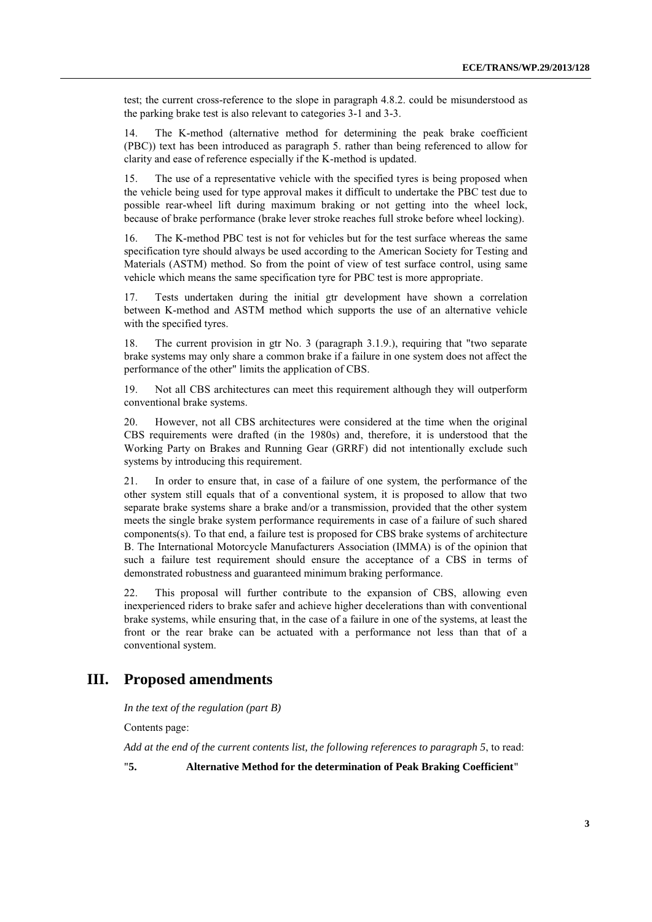test; the current cross-reference to the slope in paragraph 4.8.2. could be misunderstood as the parking brake test is also relevant to categories 3-1 and 3-3.

14. The K-method (alternative method for determining the peak brake coefficient (PBC)) text has been introduced as paragraph 5. rather than being referenced to allow for clarity and ease of reference especially if the K-method is updated.

15. The use of a representative vehicle with the specified tyres is being proposed when the vehicle being used for type approval makes it difficult to undertake the PBC test due to possible rear-wheel lift during maximum braking or not getting into the wheel lock, because of brake performance (brake lever stroke reaches full stroke before wheel locking).

16. The K-method PBC test is not for vehicles but for the test surface whereas the same specification tyre should always be used according to the American Society for Testing and Materials (ASTM) method. So from the point of view of test surface control, using same vehicle which means the same specification tyre for PBC test is more appropriate.

17. Tests undertaken during the initial gtr development have shown a correlation between K-method and ASTM method which supports the use of an alternative vehicle with the specified tyres.

18. The current provision in gtr No. 3 (paragraph 3.1.9.), requiring that "two separate brake systems may only share a common brake if a failure in one system does not affect the performance of the other" limits the application of CBS.

19. Not all CBS architectures can meet this requirement although they will outperform conventional brake systems.

20. However, not all CBS architectures were considered at the time when the original CBS requirements were drafted (in the 1980s) and, therefore, it is understood that the Working Party on Brakes and Running Gear (GRRF) did not intentionally exclude such systems by introducing this requirement.

21. In order to ensure that, in case of a failure of one system, the performance of the other system still equals that of a conventional system, it is proposed to allow that two separate brake systems share a brake and/or a transmission, provided that the other system meets the single brake system performance requirements in case of a failure of such shared components(s). To that end, a failure test is proposed for CBS brake systems of architecture B. The International Motorcycle Manufacturers Association (IMMA) is of the opinion that such a failure test requirement should ensure the acceptance of a CBS in terms of demonstrated robustness and guaranteed minimum braking performance.

22. This proposal will further contribute to the expansion of CBS, allowing even inexperienced riders to brake safer and achieve higher decelerations than with conventional brake systems, while ensuring that, in the case of a failure in one of the systems, at least the front or the rear brake can be actuated with a performance not less than that of a conventional system.

# III. Proposed amendments

*In the text of the regulation (part B)*

Contents page:

*Add at the end of the current contents list, the following references to paragraph 5*, to read:

"**5. Alternative Method for the determination of Peak Braking Coefficient**"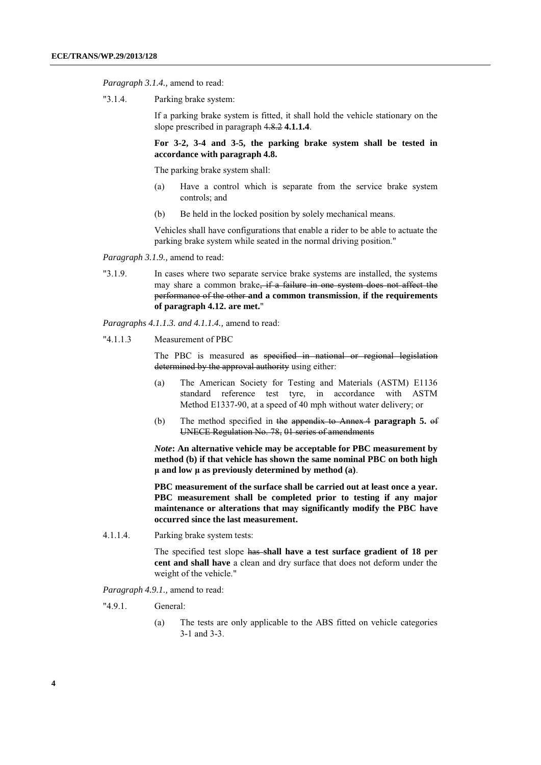*Paragraph 3.1.4.,* amend to read:

"3.1.4. Parking brake system:

If a parking brake system is fitted, it shall hold the vehicle stationary on the slope prescribed in paragraph ~~4.8.2~~ **4.1.1.4**.

**For 3-2, 3-4 and 3-5, the parking brake system shall be tested in accordance with paragraph 4.8.**

The parking brake system shall:

(a) Have a control which is separate from the service brake system controls; and

(b) Be held in the locked position by solely mechanical means.

Vehicles shall have configurations that enable a rider to be able to actuate the parking brake system while seated in the normal driving position."

*Paragraph 3.1.9.,* amend to read:

"3.1.9. In cases where two separate service brake systems are installed, the systems may share a common brake~~, if a failure in one system does not affect the performance of the other~~ **and a common transmission**, **if the requirements of paragraph 4.12. are met.**"

*Paragraphs 4.1.1.3. and 4.1.1.4.,* amend to read:

"4.1.1.3 Measurement of PBC

The PBC is measured ~~as specified in national or regional legislation determined by the approval authority~~ using either:

(a) The American Society for Testing and Materials (ASTM) E1136 standard reference test tyre, in accordance with ASTM Method E1337-90, at a speed of 40 mph without water delivery; or

(b) The method specified in ~~the appendix to Annex 4~~ **paragraph 5.** ~~of UNECE Regulation No. 78, 01 series of amendments~~

***Note*: An alternative vehicle may be acceptable for PBC measurement by method (b) if that vehicle has shown the same nominal PBC on both high µ and low µ as previously determined by method (a)**.

**PBC measurement of the surface shall be carried out at least once a year. PBC measurement shall be completed prior to testing if any major maintenance or alterations that may significantly modify the PBC have occurred since the last measurement.**

4.1.1.4. Parking brake system tests:

The specified test slope ~~has~~ **shall have a test surface gradient of 18 per cent and shall have** a clean and dry surface that does not deform under the weight of the vehicle."

*Paragraph 4.9.1.,* amend to read:

"4.9.1. General:

(a) The tests are only applicable to the ABS fitted on vehicle categories 3-1 and 3-3.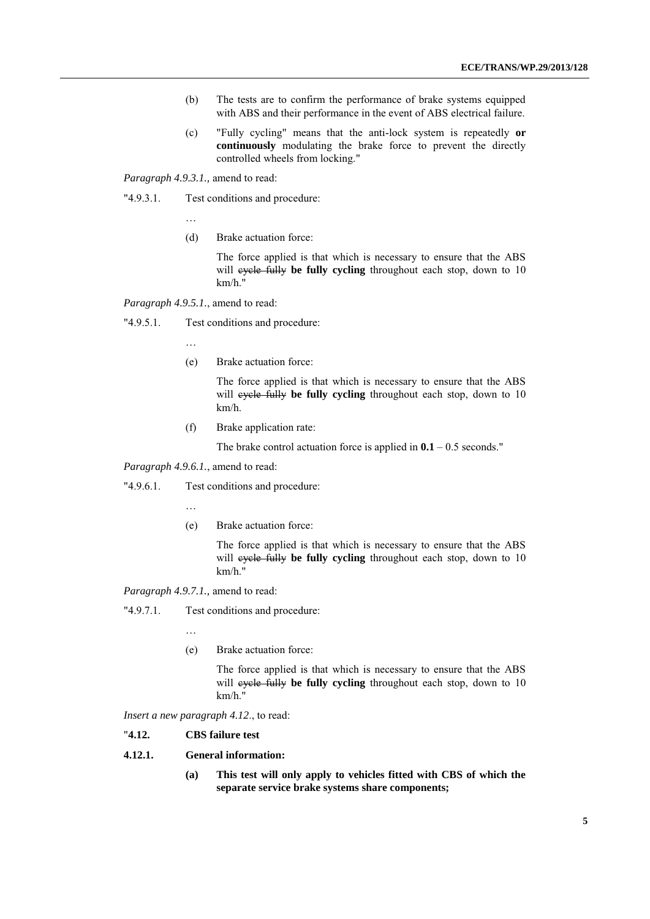(b) The tests are to confirm the performance of brake systems equipped with ABS and their performance in the event of ABS electrical failure.

(c) "Fully cycling" means that the anti-lock system is repeatedly **or continuously** modulating the brake force to prevent the directly controlled wheels from locking."

*Paragraph 4.9.3.1.,* amend to read:

"4.9.3.1. Test conditions and procedure:

…

(d) Brake actuation force:

The force applied is that which is necessary to ensure that the ABS will ~~cycle fully~~ **be fully cycling** throughout each stop, down to 10 km/h."

*Paragraph 4.9.5.1.*, amend to read:

"4.9.5.1. Test conditions and procedure:

…

(e) Brake actuation force:

The force applied is that which is necessary to ensure that the ABS will ~~cycle fully~~ **be fully cycling** throughout each stop, down to 10 km/h.

(f) Brake application rate:

The brake control actuation force is applied in **0.1** – 0.5 seconds."

*Paragraph 4.9.6.1.*, amend to read:

"4.9.6.1. Test conditions and procedure:

…

(e) Brake actuation force:

The force applied is that which is necessary to ensure that the ABS will ~~cycle fully~~ **be fully cycling** throughout each stop, down to 10 km/h."

*Paragraph 4.9.7.1.,* amend to read:

"4.9.7.1. Test conditions and procedure:

…

(e) Brake actuation force:

The force applied is that which is necessary to ensure that the ABS will ~~cycle fully~~ **be fully cycling** throughout each stop, down to 10 km/h."

*Insert a new paragraph 4.12.*, to read:

"**4.12. CBS failure test**

**4.12.1. General information:**

**(a) This test will only apply to vehicles fitted with CBS of which the separate service brake systems share components;**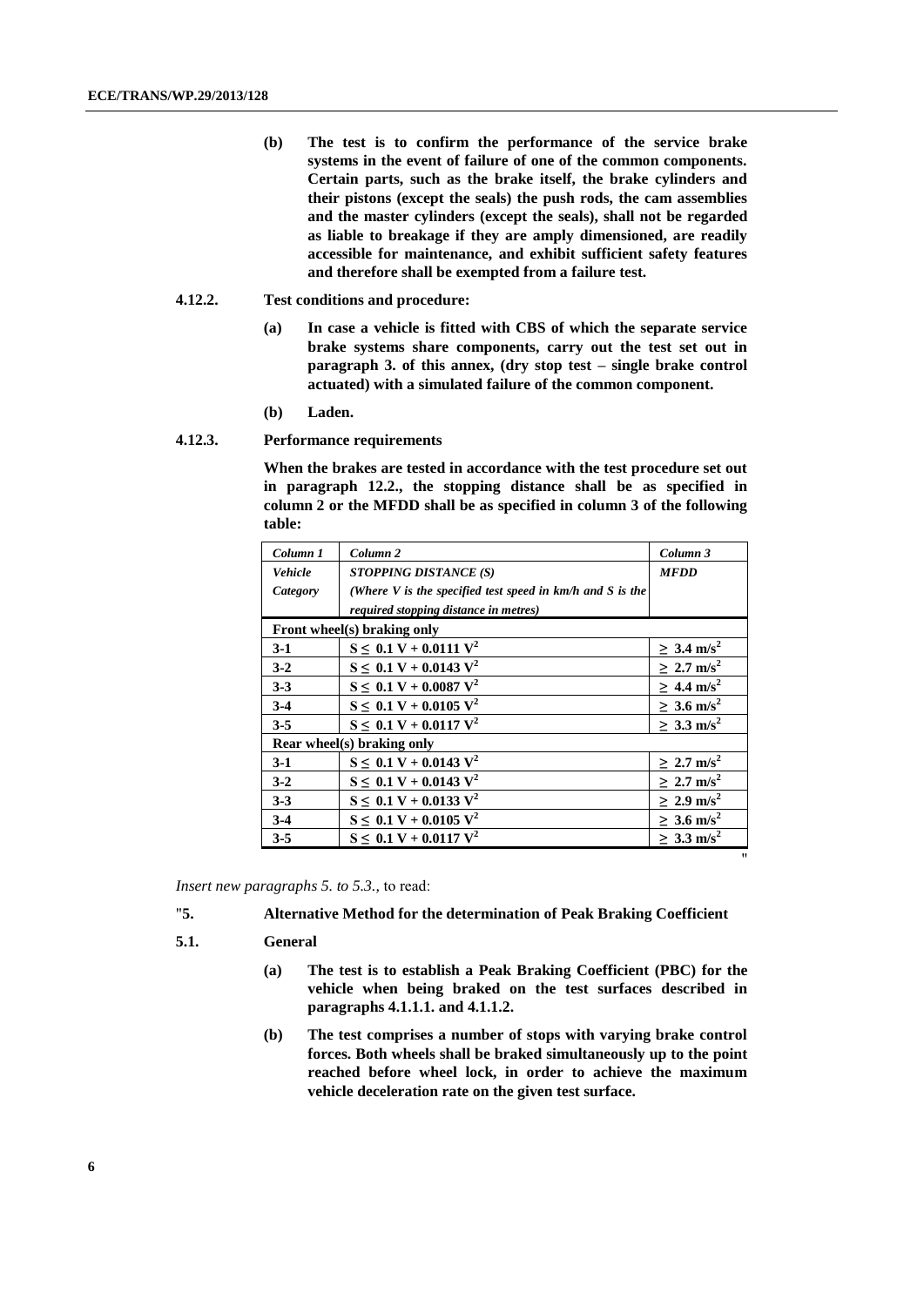**(b) The test is to confirm the performance of the service brake systems in the event of failure of one of the common components. Certain parts, such as the brake itself, the brake cylinders and their pistons (except the seals) the push rods, the cam assemblies and the master cylinders (except the seals), shall not be regarded as liable to breakage if they are amply dimensioned, are readily accessible for maintenance, and exhibit sufficient safety features and therefore shall be exempted from a failure test.**

**4.12.2. Test conditions and procedure:**

**(a) In case a vehicle is fitted with CBS of which the separate service brake systems share components, carry out the test set out in paragraph 3. of this annex, (dry stop test – single brake control actuated) with a simulated failure of the common component.**

**(b) Laden.**

**4.12.3. Performance requirements**

**When the brakes are tested in accordance with the test procedure set out in paragraph 12.2., the stopping distance shall be as specified in column 2 or the MFDD shall be as specified in column 3 of the following table:**

| *Column 1* <br> *Vehicle Category* | *Column 2* <br> *STOPPING DISTANCE (S)* <br> *(Where V is the specified test speed in km/h and S is the required stopping distance in metres)* | *Column 3* <br> *MFDD* |
|---|---|---|
| **Front wheel(s) braking only** | | |
| **3-1** | $S \leq 0.1\ V + 0.0111\ V^2$ | $\geq 3.4\ m/s^2$ |
| **3-2** | $S \leq 0.1\ V + 0.0143\ V^2$ | $\geq 2.7\ m/s^2$ |
| **3-3** | $S \leq 0.1\ V + 0.0087\ V^2$ | $\geq 4.4\ m/s^2$ |
| **3-4** | $S \leq 0.1\ V + 0.0105\ V^2$ | $\geq 3.6\ m/s^2$ |
| **3-5** | $S \leq 0.1\ V + 0.0117\ V^2$ | $\geq 3.3\ m/s^2$ |
| **Rear wheel(s) braking only** | | |
| **3-1** | $S \leq 0.1\ V + 0.0143\ V^2$ | $\geq 2.7\ m/s^2$ |
| **3-2** | $S \leq 0.1\ V + 0.0143\ V^2$ | $\geq 2.7\ m/s^2$ |
| **3-3** | $S \leq 0.1\ V + 0.0133\ V^2$ | $\geq 2.9\ m/s^2$ |
| **3-4** | $S \leq 0.1\ V + 0.0105\ V^2$ | $\geq 3.6\ m/s^2$ |
| **3-5** | $S \leq 0.1\ V + 0.0117\ V^2$ | $\geq 3.3\ m/s^2$ |

"

*Insert new paragraphs 5. to 5.3.*, to read:

"**5. Alternative Method for the determination of Peak Braking Coefficient**

**5.1. General**

**(a) The test is to establish a Peak Braking Coefficient (PBC) for the vehicle when being braked on the test surfaces described in paragraphs 4.1.1.1. and 4.1.1.2.**

**(b) The test comprises a number of stops with varying brake control forces. Both wheels shall be braked simultaneously up to the point reached before wheel lock, in order to achieve the maximum vehicle deceleration rate on the given test surface.**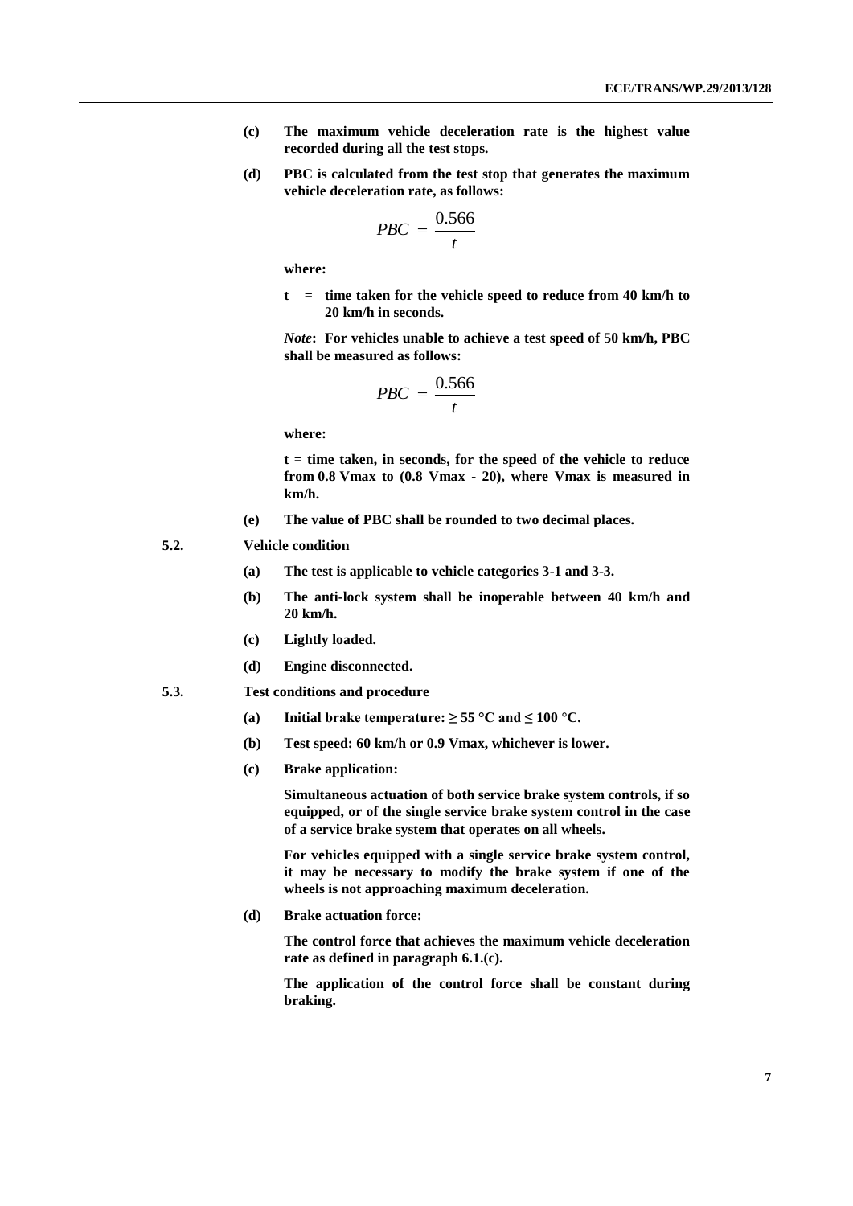**(c) The maximum vehicle deceleration rate is the highest value recorded during all the test stops.**

**(d) PBC is calculated from the test stop that generates the maximum vehicle deceleration rate, as follows:**

$$PBC = \frac{0.566}{t}$$

**where:**

**t = time taken for the vehicle speed to reduce from 40 km/h to 20 km/h in seconds.**

***Note*: For vehicles unable to achieve a test speed of 50 km/h, PBC shall be measured as follows:**

$$PBC = \frac{0.566}{t}$$

**where:**

**t = time taken, in seconds, for the speed of the vehicle to reduce from 0.8 Vmax to (0.8 Vmax - 20), where Vmax is measured in km/h.**

**(e) The value of PBC shall be rounded to two decimal places.**

**5.2. Vehicle condition**

**(a) The test is applicable to vehicle categories 3-1 and 3-3.**

**(b) The anti-lock system shall be inoperable between 40 km/h and 20 km/h.**

**(c) Lightly loaded.**

**(d) Engine disconnected.**

**5.3. Test conditions and procedure**

**(a) Initial brake temperature: ≥ 55 °C and ≤ 100 °C.**

**(b) Test speed: 60 km/h or 0.9 Vmax, whichever is lower.**

**(c) Brake application:**

**Simultaneous actuation of both service brake system controls, if so equipped, or of the single service brake system control in the case of a service brake system that operates on all wheels.**

**For vehicles equipped with a single service brake system control, it may be necessary to modify the brake system if one of the wheels is not approaching maximum deceleration.**

**(d) Brake actuation force:**

**The control force that achieves the maximum vehicle deceleration rate as defined in paragraph 6.1.(c).**

**The application of the control force shall be constant during braking.**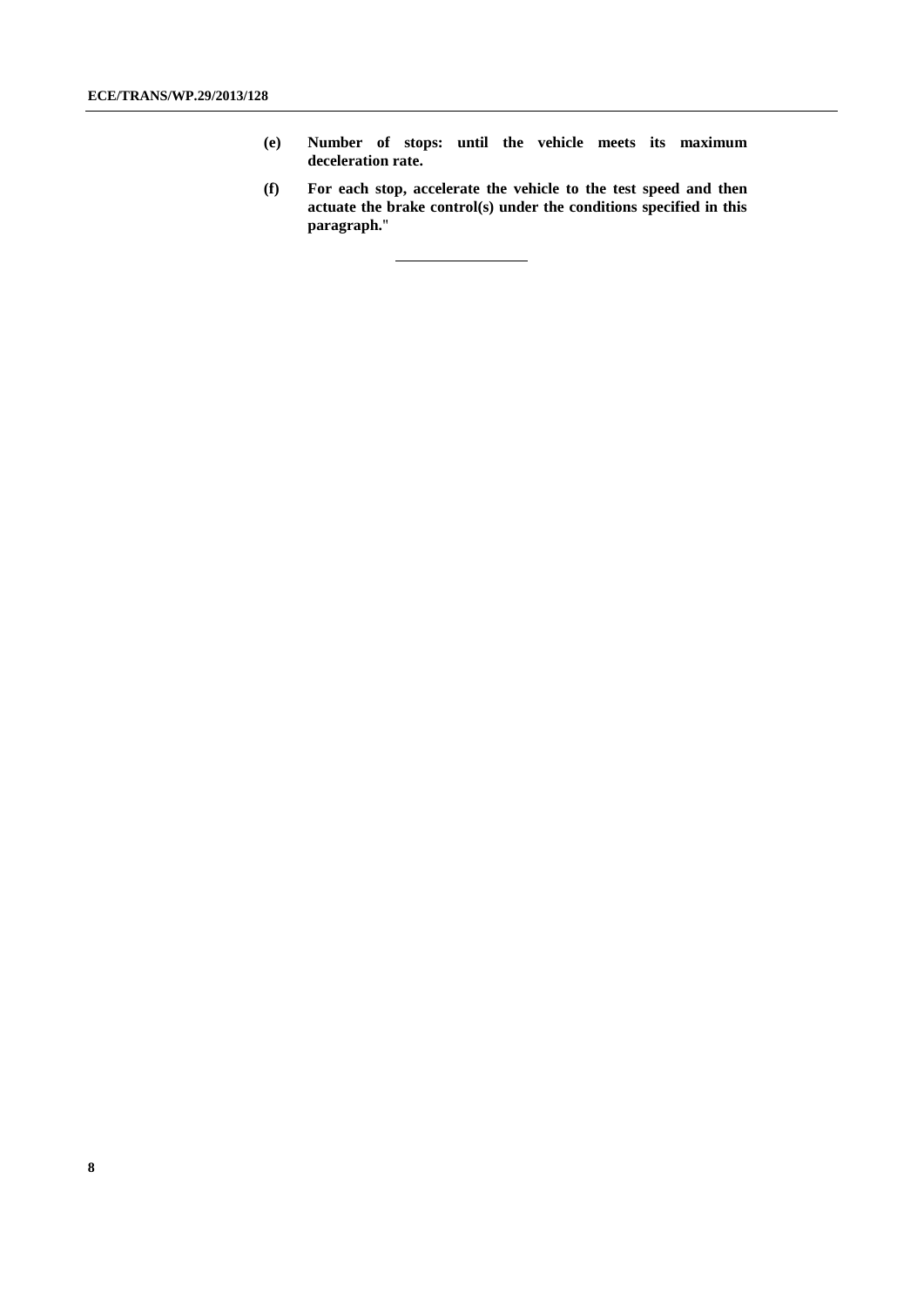**(e) Number of stops: until the vehicle meets its maximum deceleration rate.**

**(f) For each stop, accelerate the vehicle to the test speed and then actuate the brake control(s) under the conditions specified in this paragraph.**"